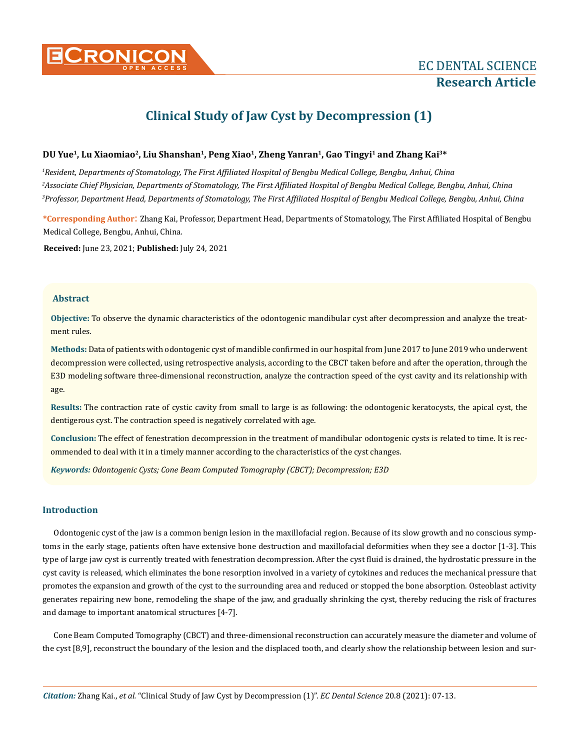# Clinical Study of Jaw Cyst by Decompression (1)

**DU Yue[1], Lu Xiaomiao[2], Liu Shanshan[1], Peng Xiao[1], Zheng Yanran[1], Gao Tingyi[1] and Zhang Kai[3]***

*[1]Resident, Departments of Stomatology, The First Affiliated Hospital of Bengbu Medical College, Bengbu, Anhui, China*

*[2]Associate Chief Physician, Departments of Stomatology, The First Affiliated Hospital of Bengbu Medical College, Bengbu, Anhui, China*

*[3]Professor, Department Head, Departments of Stomatology, The First Affiliated Hospital of Bengbu Medical College, Bengbu, Anhui, China*

**\*Corresponding Author:** Zhang Kai, Professor, Department Head, Departments of Stomatology, The First Affiliated Hospital of Bengbu Medical College, Bengbu, Anhui, China.

**Received:** June 23, 2021; **Published:** July 24, 2021

## Abstract

**Objective:** To observe the dynamic characteristics of the odontogenic mandibular cyst after decompression and analyze the treatment rules.

**Methods:** Data of patients with odontogenic cyst of mandible confirmed in our hospital from June 2017 to June 2019 who underwent decompression were collected, using retrospective analysis, according to the CBCT taken before and after the operation, through the E3D modeling software three-dimensional reconstruction, analyze the contraction speed of the cyst cavity and its relationship with age.

**Results:** The contraction rate of cystic cavity from small to large is as following: the odontogenic keratocysts, the apical cyst, the dentigerous cyst. The contraction speed is negatively correlated with age.

**Conclusion:** The effect of fenestration decompression in the treatment of mandibular odontogenic cysts is related to time. It is recommended to deal with it in a timely manner according to the characteristics of the cyst changes.

***Keywords:*** *Odontogenic Cysts; Cone Beam Computed Tomography (CBCT); Decompression; E3D*

## Introduction

Odontogenic cyst of the jaw is a common benign lesion in the maxillofacial region. Because of its slow growth and no conscious symptoms in the early stage, patients often have extensive bone destruction and maxillofacial deformities when they see a doctor [1-3]. This type of large jaw cyst is currently treated with fenestration decompression. After the cyst fluid is drained, the hydrostatic pressure in the cyst cavity is released, which eliminates the bone resorption involved in a variety of cytokines and reduces the mechanical pressure that promotes the expansion and growth of the cyst to the surrounding area and reduced or stopped the bone absorption. Osteoblast activity generates repairing new bone, remodeling the shape of the jaw, and gradually shrinking the cyst, thereby reducing the risk of fractures and damage to important anatomical structures [4-7].

Cone Beam Computed Tomography (CBCT) and three-dimensional reconstruction can accurately measure the diameter and volume of the cyst [8,9], reconstruct the boundary of the lesion and the displaced tooth, and clearly show the relationship between lesion and sur-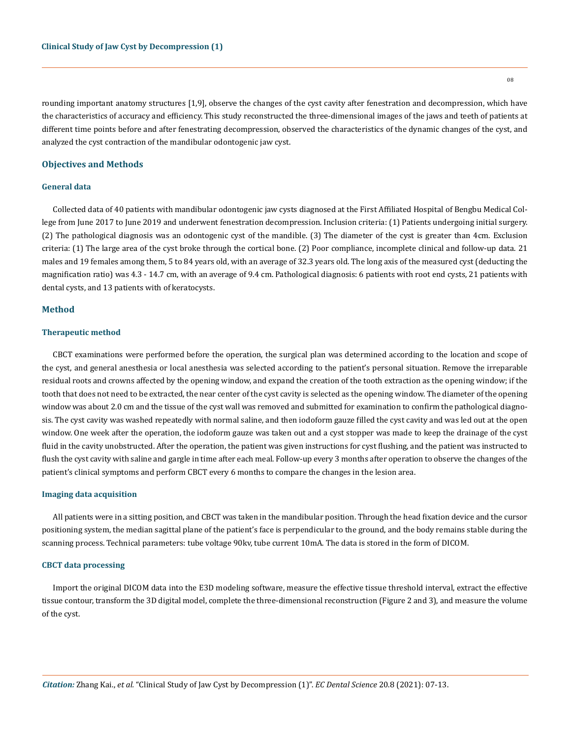rounding important anatomy structures [1,9], observe the changes of the cyst cavity after fenestration and decompression, which have the characteristics of accuracy and efficiency. This study reconstructed the three-dimensional images of the jaws and teeth of patients at different time points before and after fenestrating decompression, observed the characteristics of the dynamic changes of the cyst, and analyzed the cyst contraction of the mandibular odontogenic jaw cyst.

## Objectives and Methods

### General data

Collected data of 40 patients with mandibular odontogenic jaw cysts diagnosed at the First Affiliated Hospital of Bengbu Medical College from June 2017 to June 2019 and underwent fenestration decompression. Inclusion criteria: (1) Patients undergoing initial surgery. (2) The pathological diagnosis was an odontogenic cyst of the mandible. (3) The diameter of the cyst is greater than 4cm. Exclusion criteria: (1) The large area of the cyst broke through the cortical bone. (2) Poor compliance, incomplete clinical and follow-up data. 21 males and 19 females among them, 5 to 84 years old, with an average of 32.3 years old. The long axis of the measured cyst (deducting the magnification ratio) was 4.3 - 14.7 cm, with an average of 9.4 cm. Pathological diagnosis: 6 patients with root end cysts, 21 patients with dental cysts, and 13 patients with of keratocysts.

## Method

### Therapeutic method

CBCT examinations were performed before the operation, the surgical plan was determined according to the location and scope of the cyst, and general anesthesia or local anesthesia was selected according to the patient's personal situation. Remove the irreparable residual roots and crowns affected by the opening window, and expand the creation of the tooth extraction as the opening window; if the tooth that does not need to be extracted, the near center of the cyst cavity is selected as the opening window. The diameter of the opening window was about 2.0 cm and the tissue of the cyst wall was removed and submitted for examination to confirm the pathological diagnosis. The cyst cavity was washed repeatedly with normal saline, and then iodoform gauze filled the cyst cavity and was led out at the open window. One week after the operation, the iodoform gauze was taken out and a cyst stopper was made to keep the drainage of the cyst fluid in the cavity unobstructed. After the operation, the patient was given instructions for cyst flushing, and the patient was instructed to flush the cyst cavity with saline and gargle in time after each meal. Follow-up every 3 months after operation to observe the changes of the patient's clinical symptoms and perform CBCT every 6 months to compare the changes in the lesion area.

### Imaging data acquisition

All patients were in a sitting position, and CBCT was taken in the mandibular position. Through the head fixation device and the cursor positioning system, the median sagittal plane of the patient's face is perpendicular to the ground, and the body remains stable during the scanning process. Technical parameters: tube voltage 90kv, tube current 10mA. The data is stored in the form of DICOM.

### CBCT data processing

Import the original DICOM data into the E3D modeling software, measure the effective tissue threshold interval, extract the effective tissue contour, transform the 3D digital model, complete the three-dimensional reconstruction (Figure 2 and 3), and measure the volume of the cyst.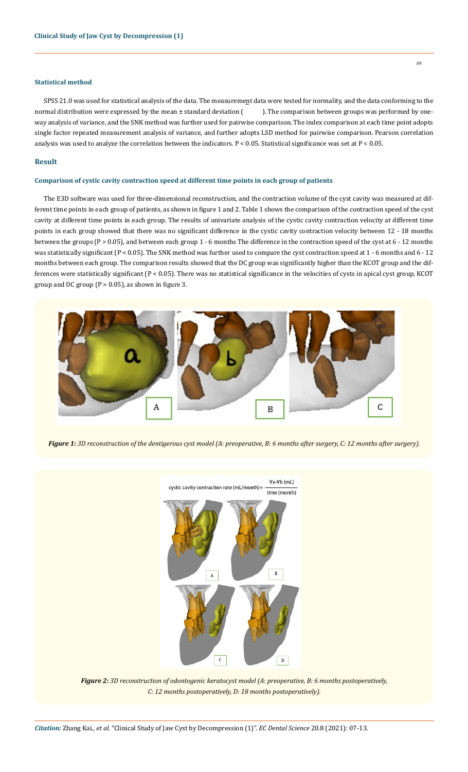#### Statistical method

SPSS 21.0 was used for statistical analysis of the data. The measurement data were tested for normality, and the data conforming to the normal distribution were expressed by the mean ± standard deviation ( ). The comparison between groups was performed by one-way analysis of variance, and the SNK method was further used for pairwise comparison. The index comparison at each time point adopts single factor repeated measurement analysis of variance, and further adopts LSD method for pairwise comparison. Pearson correlation analysis was used to analyze the correlation between the indicators. $P < 0.05$. Statistical significance was set at $P < 0.05$.

## Result

#### Comparison of cystic cavity contraction speed at different time points in each group of patients

The E3D software was used for three-dimensional reconstruction, and the contraction volume of the cyst cavity was measured at different time points in each group of patients, as shown in figure 1 and 2. Table 1 shows the comparison of the contraction speed of the cyst cavity at different time points in each group. The results of univariate analysis of the cystic cavity contraction velocity at different time points in each group showed that there was no significant difference in the cystic cavity contraction velocity between 12 - 18 months between the groups ($P > 0.05$), and between each group 1 - 6 months The difference in the contraction speed of the cyst at 6 - 12 months was statistically significant ($P < 0.05$). The SNK method was further used to compare the cyst contraction speed at 1 - 6 months and 6 - 12 months between each group. The comparison results showed that the DC group was significantly higher than the KCOT group and the differences were statistically significant ($P < 0.05$). There was no statistical significance in the velocities of cysts in apical cyst group, KCOT group and DC group ($P > 0.05$), as shown in figure 3.

***Figure 1:*** *3D reconstruction of the dentigerous cyst model (A: preoperative, B: 6 months after surgery, C: 12 months after surgery).*

$$\text{cystic cavity contraction rate (mL/month)} = \frac{\text{Va-Vb (mL)}}{\text{time (month)}}$$

***Figure 2:*** *3D reconstruction of odontogenic keratocyst model (A: preoperative, B: 6 months postoperatively, C: 12 months postoperatively, D: 18 months postoperatively).*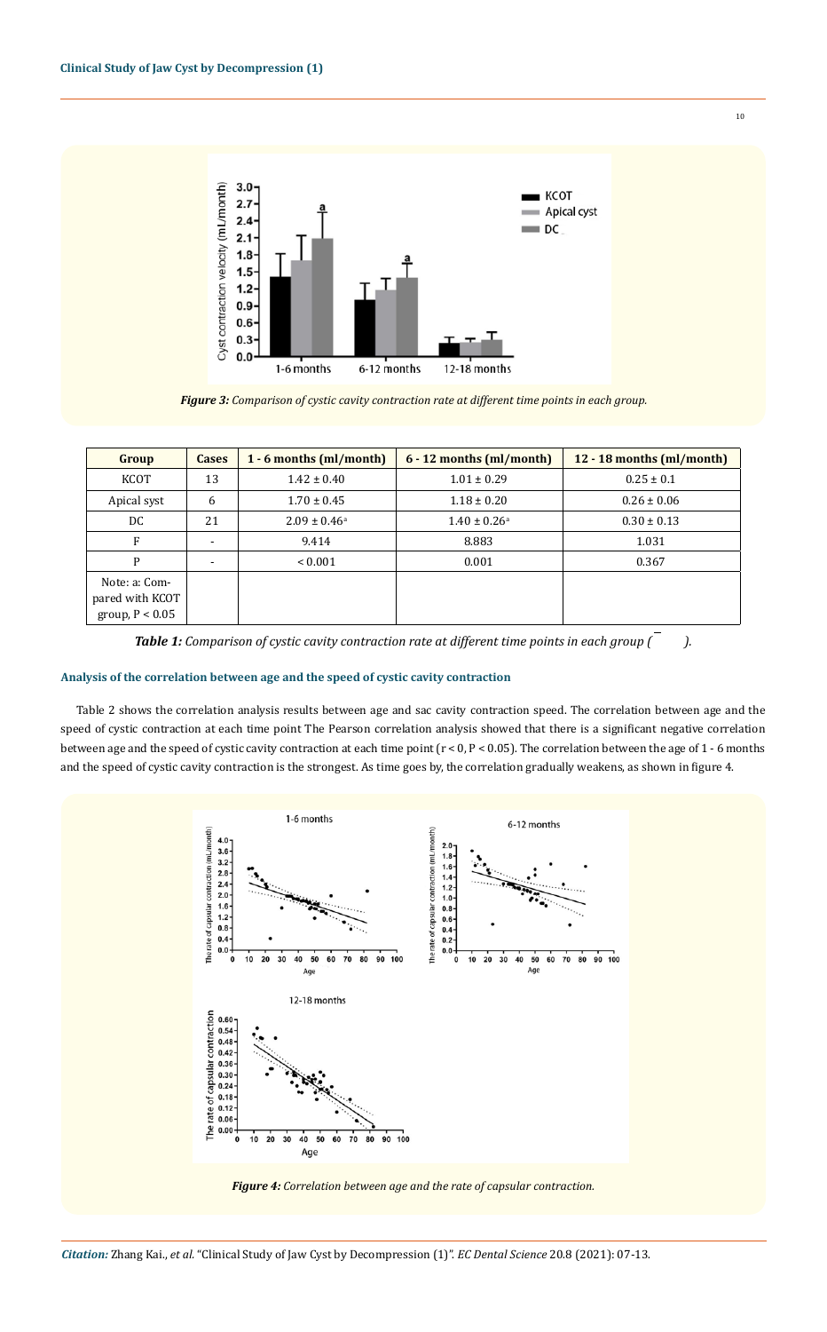*Figure 3: Comparison of cystic cavity contraction rate at different time points in each group.*

| Group | Cases | 1 - 6 months (ml/month) | 6 - 12 months (ml/month) | 12 - 18 months (ml/month) |
|---|---|---|---|---|
| KCOT | 13 | 1.42 ± 0.40 | 1.01 ± 0.29 | 0.25 ± 0.1 |
| Apical syst | 6 | 1.70 ± 0.45 | 1.18 ± 0.20 | 0.26 ± 0.06 |
| DC | 21 | 2.09 ± 0.46[a] | 1.40 ± 0.26[a] | 0.30 ± 0.13 |
| F | - | 9.414 | 8.883 | 1.031 |
| P | - | < 0.001 | 0.001 | 0.367 |
| Note: a: Compared with KCOT group, $P < 0.05$ | | | | |

***Table 1:*** *Comparison of cystic cavity contraction rate at different time points in each group ($\bar{x} \pm s$).*

### Analysis of the correlation between age and the speed of cystic cavity contraction

Table 2 shows the correlation analysis results between age and sac cavity contraction speed. The correlation between age and the speed of cystic contraction at each time point The Pearson correlation analysis showed that there is a significant negative correlation between age and the speed of cystic cavity contraction at each time point ($r < 0$, $P < 0.05$). The correlation between the age of 1 - 6 months and the speed of cystic cavity contraction is the strongest. As time goes by, the correlation gradually weakens, as shown in figure 4.

*Figure 4: Correlation between age and the rate of capsular contraction.*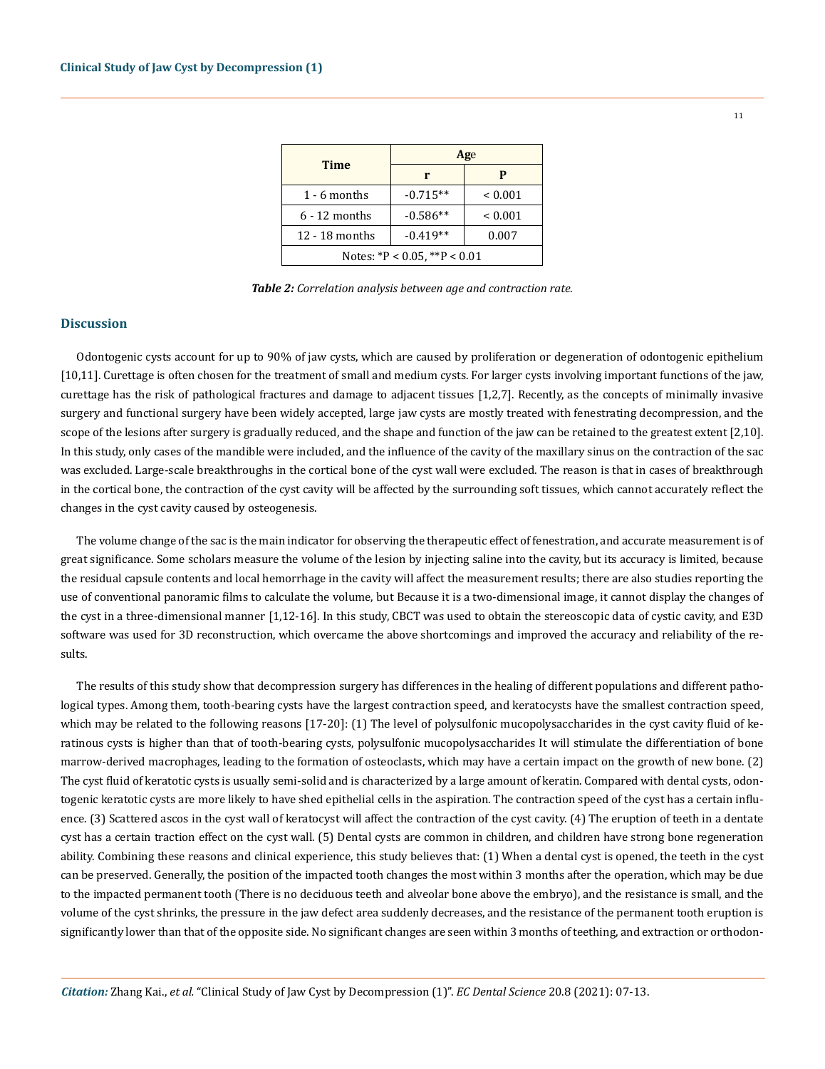| Time | Age | |
|---|---|---|
| | r | P |
| 1 - 6 months | -0.715** | < 0.001 |
| 6 - 12 months | -0.586** | < 0.001 |
| 12 - 18 months | -0.419** | 0.007 |
| Notes: *P < 0.05, **P < 0.01 | | |

***Table 2:*** *Correlation analysis between age and contraction rate.*

## Discussion

Odontogenic cysts account for up to 90% of jaw cysts, which are caused by proliferation or degeneration of odontogenic epithelium [10,11]. Curettage is often chosen for the treatment of small and medium cysts. For larger cysts involving important functions of the jaw, curettage has the risk of pathological fractures and damage to adjacent tissues [1,2,7]. Recently, as the concepts of minimally invasive surgery and functional surgery have been widely accepted, large jaw cysts are mostly treated with fenestrating decompression, and the scope of the lesions after surgery is gradually reduced, and the shape and function of the jaw can be retained to the greatest extent [2,10]. In this study, only cases of the mandible were included, and the influence of the cavity of the maxillary sinus on the contraction of the sac was excluded. Large-scale breakthroughs in the cortical bone of the cyst wall were excluded. The reason is that in cases of breakthrough in the cortical bone, the contraction of the cyst cavity will be affected by the surrounding soft tissues, which cannot accurately reflect the changes in the cyst cavity caused by osteogenesis.

The volume change of the sac is the main indicator for observing the therapeutic effect of fenestration, and accurate measurement is of great significance. Some scholars measure the volume of the lesion by injecting saline into the cavity, but its accuracy is limited, because the residual capsule contents and local hemorrhage in the cavity will affect the measurement results; there are also studies reporting the use of conventional panoramic films to calculate the volume, but Because it is a two-dimensional image, it cannot display the changes of the cyst in a three-dimensional manner [1,12-16]. In this study, CBCT was used to obtain the stereoscopic data of cystic cavity, and E3D software was used for 3D reconstruction, which overcame the above shortcomings and improved the accuracy and reliability of the results.

The results of this study show that decompression surgery has differences in the healing of different populations and different pathological types. Among them, tooth-bearing cysts have the largest contraction speed, and keratocysts have the smallest contraction speed, which may be related to the following reasons [17-20]: (1) The level of polysulfonic mucopolysaccharides in the cyst cavity fluid of keratinous cysts is higher than that of tooth-bearing cysts, polysulfonic mucopolysaccharides It will stimulate the differentiation of bone marrow-derived macrophages, leading to the formation of osteoclasts, which may have a certain impact on the growth of new bone. (2) The cyst fluid of keratotic cysts is usually semi-solid and is characterized by a large amount of keratin. Compared with dental cysts, odontogenic keratotic cysts are more likely to have shed epithelial cells in the aspiration. The contraction speed of the cyst has a certain influence. (3) Scattered ascos in the cyst wall of keratocyst will affect the contraction of the cyst cavity. (4) The eruption of teeth in a dentate cyst has a certain traction effect on the cyst wall. (5) Dental cysts are common in children, and children have strong bone regeneration ability. Combining these reasons and clinical experience, this study believes that: (1) When a dental cyst is opened, the teeth in the cyst can be preserved. Generally, the position of the impacted tooth changes the most within 3 months after the operation, which may be due to the impacted permanent tooth (There is no deciduous teeth and alveolar bone above the embryo), and the resistance is small, and the volume of the cyst shrinks, the pressure in the jaw defect area suddenly decreases, and the resistance of the permanent tooth eruption is significantly lower than that of the opposite side. No significant changes are seen within 3 months of teething, and extraction or orthodon-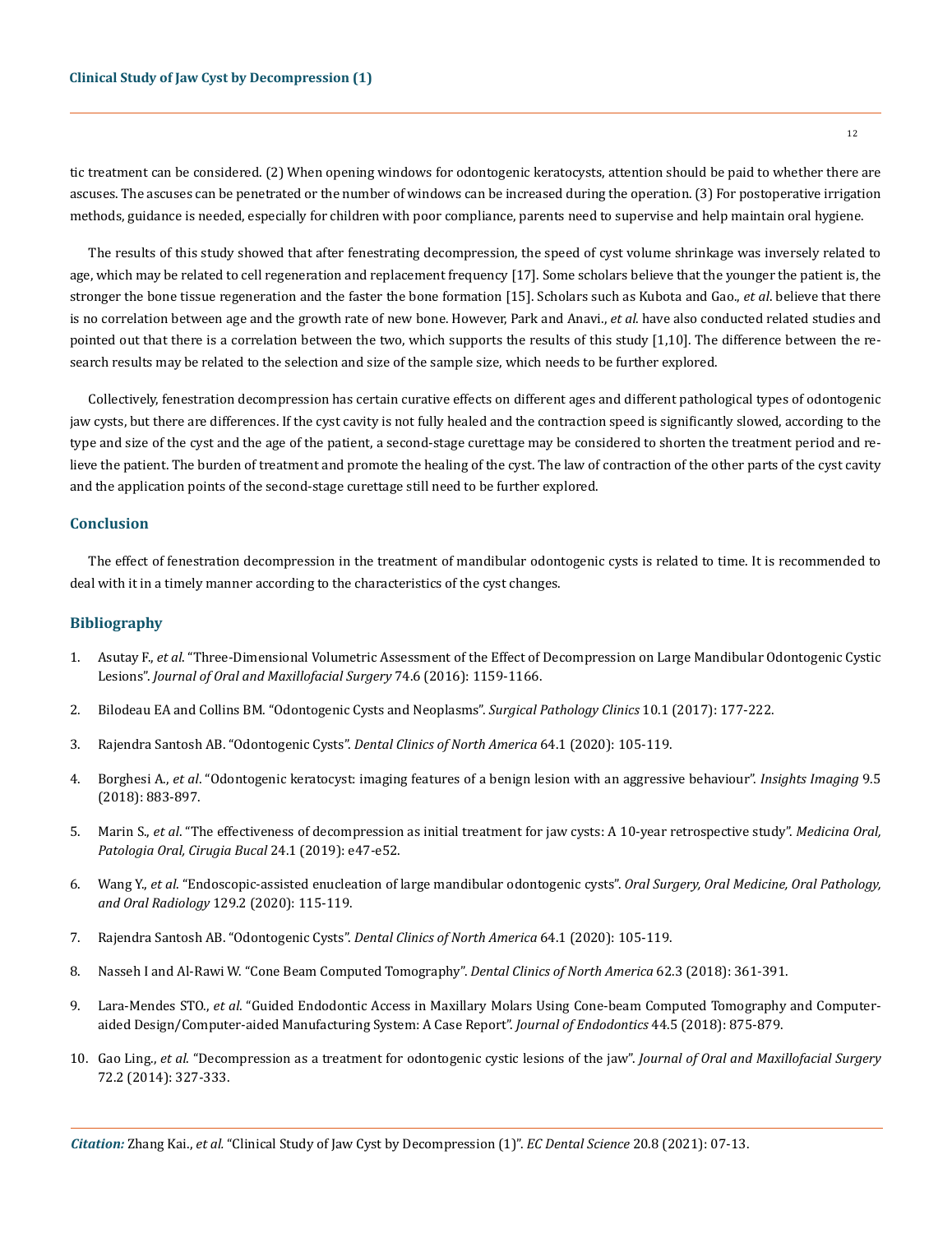tic treatment can be considered. (2) When opening windows for odontogenic keratocysts, attention should be paid to whether there are ascuses. The ascuses can be penetrated or the number of windows can be increased during the operation. (3) For postoperative irrigation methods, guidance is needed, especially for children with poor compliance, parents need to supervise and help maintain oral hygiene.

The results of this study showed that after fenestrating decompression, the speed of cyst volume shrinkage was inversely related to age, which may be related to cell regeneration and replacement frequency [17]. Some scholars believe that the younger the patient is, the stronger the bone tissue regeneration and the faster the bone formation [15]. Scholars such as Kubota and Gao., *et al*. believe that there is no correlation between age and the growth rate of new bone. However, Park and Anavi., *et al*. have also conducted related studies and pointed out that there is a correlation between the two, which supports the results of this study [1,10]. The difference between the research results may be related to the selection and size of the sample size, which needs to be further explored.

Collectively, fenestration decompression has certain curative effects on different ages and different pathological types of odontogenic jaw cysts, but there are differences. If the cyst cavity is not fully healed and the contraction speed is significantly slowed, according to the type and size of the cyst and the age of the patient, a second-stage curettage may be considered to shorten the treatment period and relieve the patient. The burden of treatment and promote the healing of the cyst. The law of contraction of the other parts of the cyst cavity and the application points of the second-stage curettage still need to be further explored.

## Conclusion

The effect of fenestration decompression in the treatment of mandibular odontogenic cysts is related to time. It is recommended to deal with it in a timely manner according to the characteristics of the cyst changes.

## Bibliography

1. Asutay F., *et al*. "Three-Dimensional Volumetric Assessment of the Effect of Decompression on Large Mandibular Odontogenic Cystic Lesions". *Journal of Oral and Maxillofacial Surgery* 74.6 (2016): 1159-1166.
2. Bilodeau EA and Collins BM. "Odontogenic Cysts and Neoplasms". *Surgical Pathology Clinics* 10.1 (2017): 177-222.
3. Rajendra Santosh AB. "Odontogenic Cysts". *Dental Clinics of North America* 64.1 (2020): 105-119.
4. Borghesi A., *et al*. "Odontogenic keratocyst: imaging features of a benign lesion with an aggressive behaviour". *Insights Imaging* 9.5 (2018): 883-897.
5. Marin S., *et al*. "The effectiveness of decompression as initial treatment for jaw cysts: A 10-year retrospective study". *Medicina Oral, Patologia Oral, Cirugia Bucal* 24.1 (2019): e47-e52.
6. Wang Y., *et al*. "Endoscopic-assisted enucleation of large mandibular odontogenic cysts". *Oral Surgery, Oral Medicine, Oral Pathology, and Oral Radiology* 129.2 (2020): 115-119.
7. Rajendra Santosh AB. "Odontogenic Cysts". *Dental Clinics of North America* 64.1 (2020): 105-119.
8. Nasseh I and Al-Rawi W. "Cone Beam Computed Tomography". *Dental Clinics of North America* 62.3 (2018): 361-391.
9. Lara-Mendes STO., *et al*. "Guided Endodontic Access in Maxillary Molars Using Cone-beam Computed Tomography and Computer-aided Design/Computer-aided Manufacturing System: A Case Report". *Journal of Endodontics* 44.5 (2018): 875-879.
10. Gao Ling., *et al*. "Decompression as a treatment for odontogenic cystic lesions of the jaw". *Journal of Oral and Maxillofacial Surgery* 72.2 (2014): 327-333.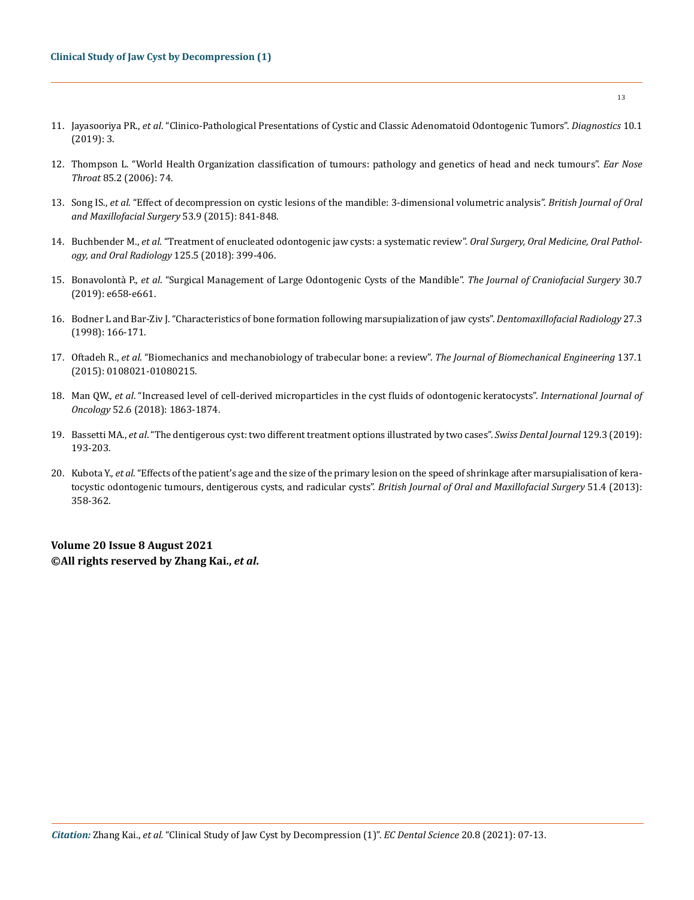11. Jayasooriya PR., *et al*. "Clinico-Pathological Presentations of Cystic and Classic Adenomatoid Odontogenic Tumors". *Diagnostics* 10.1 (2019): 3.

12. Thompson L. "World Health Organization classification of tumours: pathology and genetics of head and neck tumours". *Ear Nose Throat* 85.2 (2006): 74.

13. Song IS., *et al*. "Effect of decompression on cystic lesions of the mandible: 3-dimensional volumetric analysis". *British Journal of Oral and Maxillofacial Surgery* 53.9 (2015): 841-848.

14. Buchbender M., *et al*. "Treatment of enucleated odontogenic jaw cysts: a systematic review". *Oral Surgery, Oral Medicine, Oral Pathology, and Oral Radiology* 125.5 (2018): 399-406.

15. Bonavolontà P., *et al*. "Surgical Management of Large Odontogenic Cysts of the Mandible". *The Journal of Craniofacial Surgery* 30.7 (2019): e658-e661.

16. Bodner L and Bar-Ziv J. "Characteristics of bone formation following marsupialization of jaw cysts". *Dentomaxillofacial Radiology* 27.3 (1998): 166-171.

17. Oftadeh R., *et al*. "Biomechanics and mechanobiology of trabecular bone: a review". *The Journal of Biomechanical Engineering* 137.1 (2015): 0108021-01080215.

18. Man QW., *et al*. "Increased level of cell-derived microparticles in the cyst fluids of odontogenic keratocysts". *International Journal of Oncology* 52.6 (2018): 1863-1874.

19. Bassetti MA., *et al*. "The dentigerous cyst: two different treatment options illustrated by two cases". *Swiss Dental Journal* 129.3 (2019): 193-203.

20. Kubota Y., *et al*. "Effects of the patient's age and the size of the primary lesion on the speed of shrinkage after marsupialisation of keratocystic odontogenic tumours, dentigerous cysts, and radicular cysts". *British Journal of Oral and Maxillofacial Surgery* 51.4 (2013): 358-362.

**Volume 20 Issue 8 August 2021**
**©All rights reserved by Zhang Kai., *et al*.**